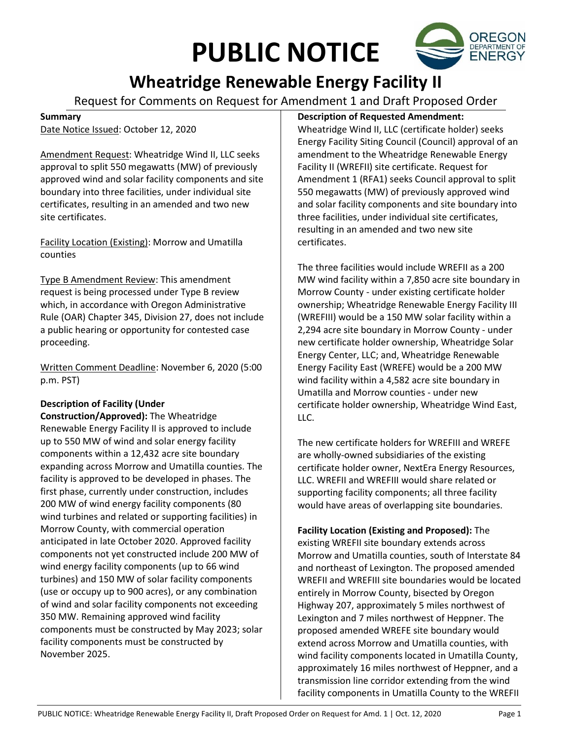# PUBLIC NOTICE

## Wheatridge Renewable Energy Facility II

Request for Comments on Request for Amendment 1 and Draft Proposed Order

**Summary**

Date Notice Issued: October 12, 2020

Amendment Request: Wheatridge Wind II, LLC seeks approval to split 550 megawatts (MW) of previously approved wind and solar facility components and site boundary into three facilities, under individual site certificates, resulting in an amended and two new site certificates.

Facility Location (Existing): Morrow and Umatilla counties

Type B Amendment Review: This amendment request is being processed under Type B review which, in accordance with Oregon Administrative Rule (OAR) Chapter 345, Division 27, does not include a public hearing or opportunity for contested case proceeding.

Written Comment Deadline: November 6, 2020 (5:00 p.m. PST)

**Description of Facility (Under Construction/Approved):** The Wheatridge Renewable Energy Facility II is approved to include up to 550 MW of wind and solar energy facility components within a 12,432 acre site boundary expanding across Morrow and Umatilla counties. The facility is approved to be developed in phases. The first phase, currently under construction, includes 200 MW of wind energy facility components (80 wind turbines and related or supporting facilities) in Morrow County, with commercial operation anticipated in late October 2020. Approved facility components not yet constructed include 200 MW of wind energy facility components (up to 66 wind turbines) and 150 MW of solar facility components (use or occupy up to 900 acres), or any combination of wind and solar facility components not exceeding 350 MW. Remaining approved wind facility components must be constructed by May 2023; solar facility components must be constructed by November 2025.

**Description of Requested Amendment:**
Wheatridge Wind II, LLC (certificate holder) seeks Energy Facility Siting Council (Council) approval of an amendment to the Wheatridge Renewable Energy Facility II (WREFII) site certificate. Request for Amendment 1 (RFA1) seeks Council approval to split 550 megawatts (MW) of previously approved wind and solar facility components and site boundary into three facilities, under individual site certificates, resulting in an amended and two new site certificates.

The three facilities would include WREFII as a 200 MW wind facility within a 7,850 acre site boundary in Morrow County - under existing certificate holder ownership; Wheatridge Renewable Energy Facility III (WREFIII) would be a 150 MW solar facility within a 2,294 acre site boundary in Morrow County - under new certificate holder ownership, Wheatridge Solar Energy Center, LLC; and, Wheatridge Renewable Energy Facility East (WREFE) would be a 200 MW wind facility within a 4,582 acre site boundary in Umatilla and Morrow counties - under new certificate holder ownership, Wheatridge Wind East, LLC.

The new certificate holders for WREFIII and WREFE are wholly-owned subsidiaries of the existing certificate holder owner, NextEra Energy Resources, LLC. WREFII and WREFIII would share related or supporting facility components; all three facility would have areas of overlapping site boundaries.

**Facility Location (Existing and Proposed):** The existing WREFII site boundary extends across Morrow and Umatilla counties, south of Interstate 84 and northeast of Lexington. The proposed amended WREFII and WREFIII site boundaries would be located entirely in Morrow County, bisected by Oregon Highway 207, approximately 5 miles northwest of Lexington and 7 miles northwest of Heppner. The proposed amended WREFE site boundary would extend across Morrow and Umatilla counties, with wind facility components located in Umatilla County, approximately 16 miles northwest of Heppner, and a transmission line corridor extending from the wind facility components in Umatilla County to the WREFII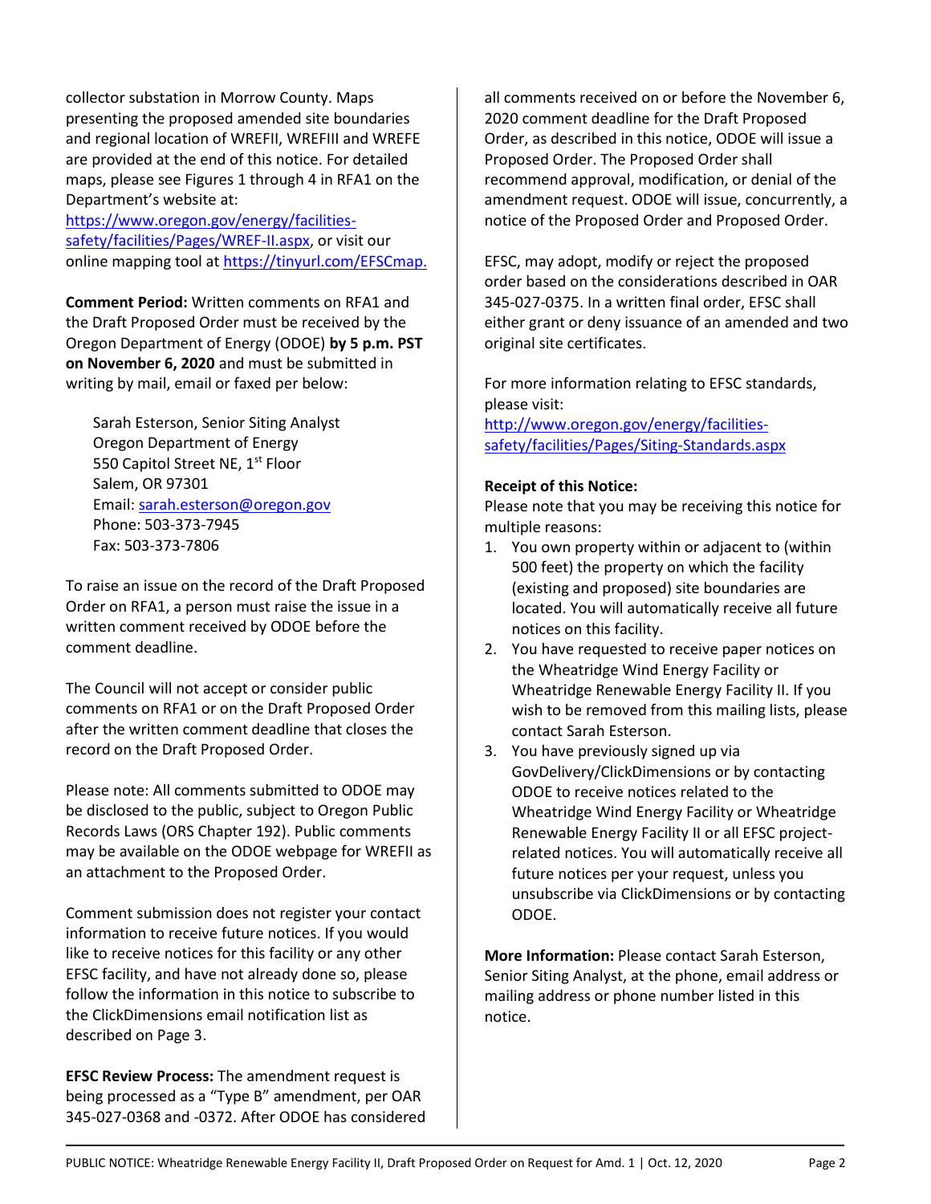collector substation in Morrow County. Maps presenting the proposed amended site boundaries and regional location of WREFII, WREFIII and WREFE are provided at the end of this notice. For detailed maps, please see Figures 1 through 4 in RFA1 on the Department's website at: https://www.oregon.gov/energy/facilities-safety/facilities/Pages/WREF-II.aspx, or visit our online mapping tool at https://tinyurl.com/EFSCmap.

**Comment Period:** Written comments on RFA1 and the Draft Proposed Order must be received by the Oregon Department of Energy (ODOE) **by 5 p.m. PST on November 6, 2020** and must be submitted in writing by mail, email or faxed per below:

> Sarah Esterson, Senior Siting Analyst
> Oregon Department of Energy
> 550 Capitol Street NE, 1st Floor
> Salem, OR 97301
> Email: sarah.esterson@oregon.gov
> Phone: 503-373-7945
> Fax: 503-373-7806

To raise an issue on the record of the Draft Proposed Order on RFA1, a person must raise the issue in a written comment received by ODOE before the comment deadline.

The Council will not accept or consider public comments on RFA1 or on the Draft Proposed Order after the written comment deadline that closes the record on the Draft Proposed Order.

Please note: All comments submitted to ODOE may be disclosed to the public, subject to Oregon Public Records Laws (ORS Chapter 192). Public comments may be available on the ODOE webpage for WREFII as an attachment to the Proposed Order.

Comment submission does not register your contact information to receive future notices. If you would like to receive notices for this facility or any other EFSC facility, and have not already done so, please follow the information in this notice to subscribe to the ClickDimensions email notification list as described on Page 3.

**EFSC Review Process:** The amendment request is being processed as a "Type B" amendment, per OAR 345-027-0368 and -0372. After ODOE has considered all comments received on or before the November 6, 2020 comment deadline for the Draft Proposed Order, as described in this notice, ODOE will issue a Proposed Order. The Proposed Order shall recommend approval, modification, or denial of the amendment request. ODOE will issue, concurrently, a notice of the Proposed Order and Proposed Order.

EFSC, may adopt, modify or reject the proposed order based on the considerations described in OAR 345-027-0375. In a written final order, EFSC shall either grant or deny issuance of an amended and two original site certificates.

For more information relating to EFSC standards, please visit: http://www.oregon.gov/energy/facilities-safety/facilities/Pages/Siting-Standards.aspx

**Receipt of this Notice:**
Please note that you may be receiving this notice for multiple reasons:

1. You own property within or adjacent to (within 500 feet) the property on which the facility (existing and proposed) site boundaries are located. You will automatically receive all future notices on this facility.
2. You have requested to receive paper notices on the Wheatridge Wind Energy Facility or Wheatridge Renewable Energy Facility II. If you wish to be removed from this mailing lists, please contact Sarah Esterson.
3. You have previously signed up via GovDelivery/ClickDimensions or by contacting ODOE to receive notices related to the Wheatridge Wind Energy Facility or Wheatridge Renewable Energy Facility II or all EFSC project-related notices. You will automatically receive all future notices per your request, unless you unsubscribe via ClickDimensions or by contacting ODOE.

**More Information:** Please contact Sarah Esterson, Senior Siting Analyst, at the phone, email address or mailing address or phone number listed in this notice.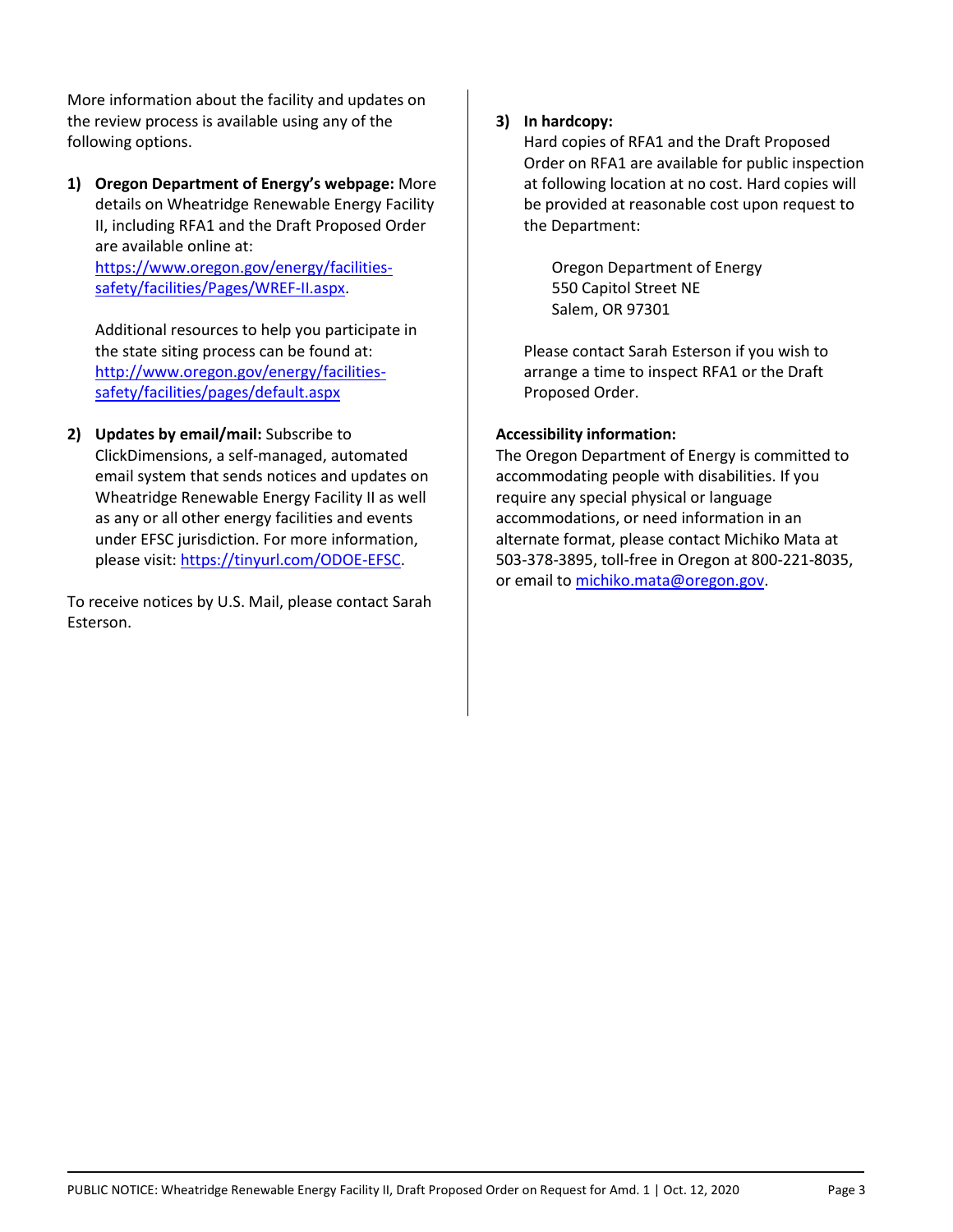More information about the facility and updates on the review process is available using any of the following options.

1) **Oregon Department of Energy's webpage:** More details on Wheatridge Renewable Energy Facility II, including RFA1 and the Draft Proposed Order are available online at: https://www.oregon.gov/energy/facilities-safety/facilities/Pages/WREF-II.aspx.

   Additional resources to help you participate in the state siting process can be found at: http://www.oregon.gov/energy/facilities-safety/facilities/pages/default.aspx

2) **Updates by email/mail:** Subscribe to ClickDimensions, a self-managed, automated email system that sends notices and updates on Wheatridge Renewable Energy Facility II as well as any or all other energy facilities and events under EFSC jurisdiction. For more information, please visit: https://tinyurl.com/ODOE-EFSC.

To receive notices by U.S. Mail, please contact Sarah Esterson.

3) **In hardcopy:**
   Hard copies of RFA1 and the Draft Proposed Order on RFA1 are available for public inspection at following location at no cost. Hard copies will be provided at reasonable cost upon request to the Department:

   Oregon Department of Energy
   550 Capitol Street NE
   Salem, OR 97301

   Please contact Sarah Esterson if you wish to arrange a time to inspect RFA1 or the Draft Proposed Order.

**Accessibility information:**
The Oregon Department of Energy is committed to accommodating people with disabilities. If you require any special physical or language accommodations, or need information in an alternate format, please contact Michiko Mata at 503-378-3895, toll-free in Oregon at 800-221-8035, or email to michiko.mata@oregon.gov.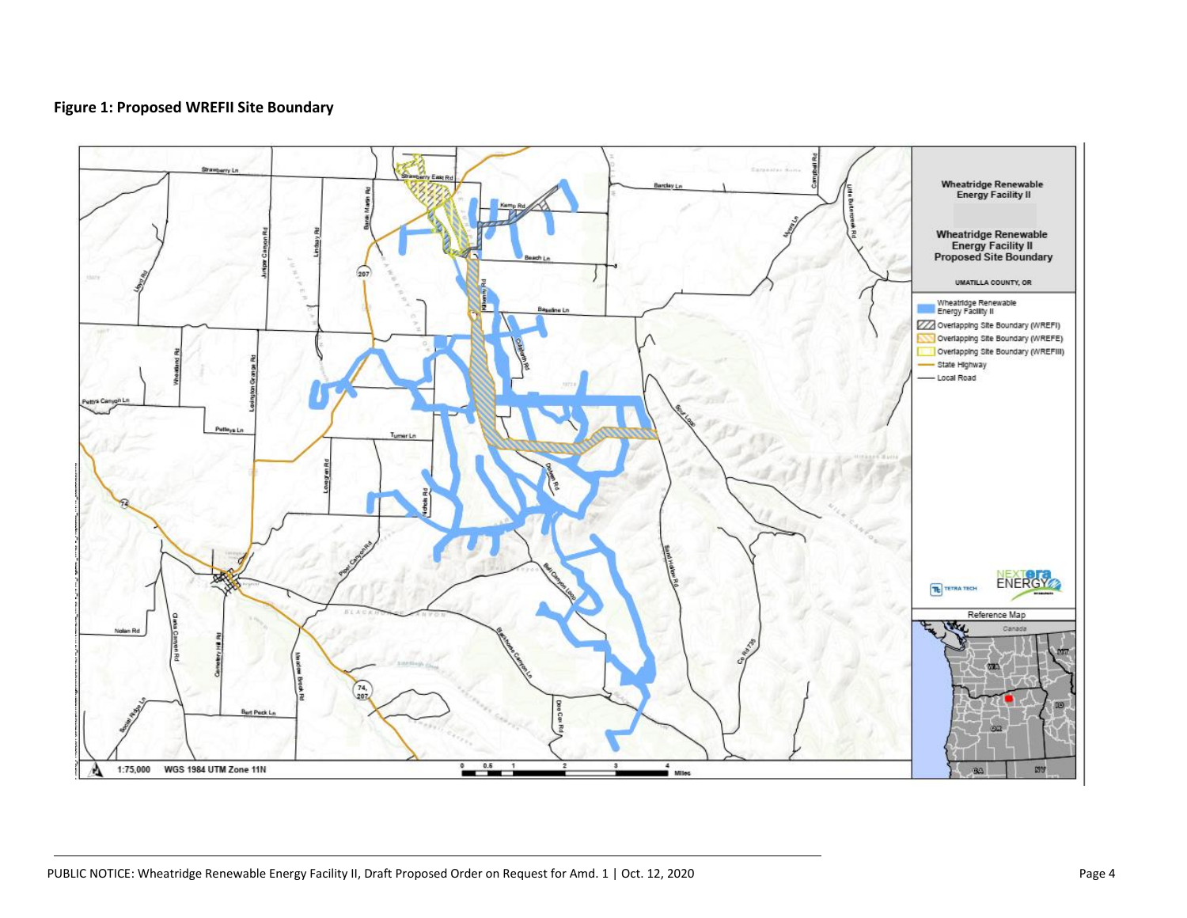**Figure 1: Proposed WREFII Site Boundary**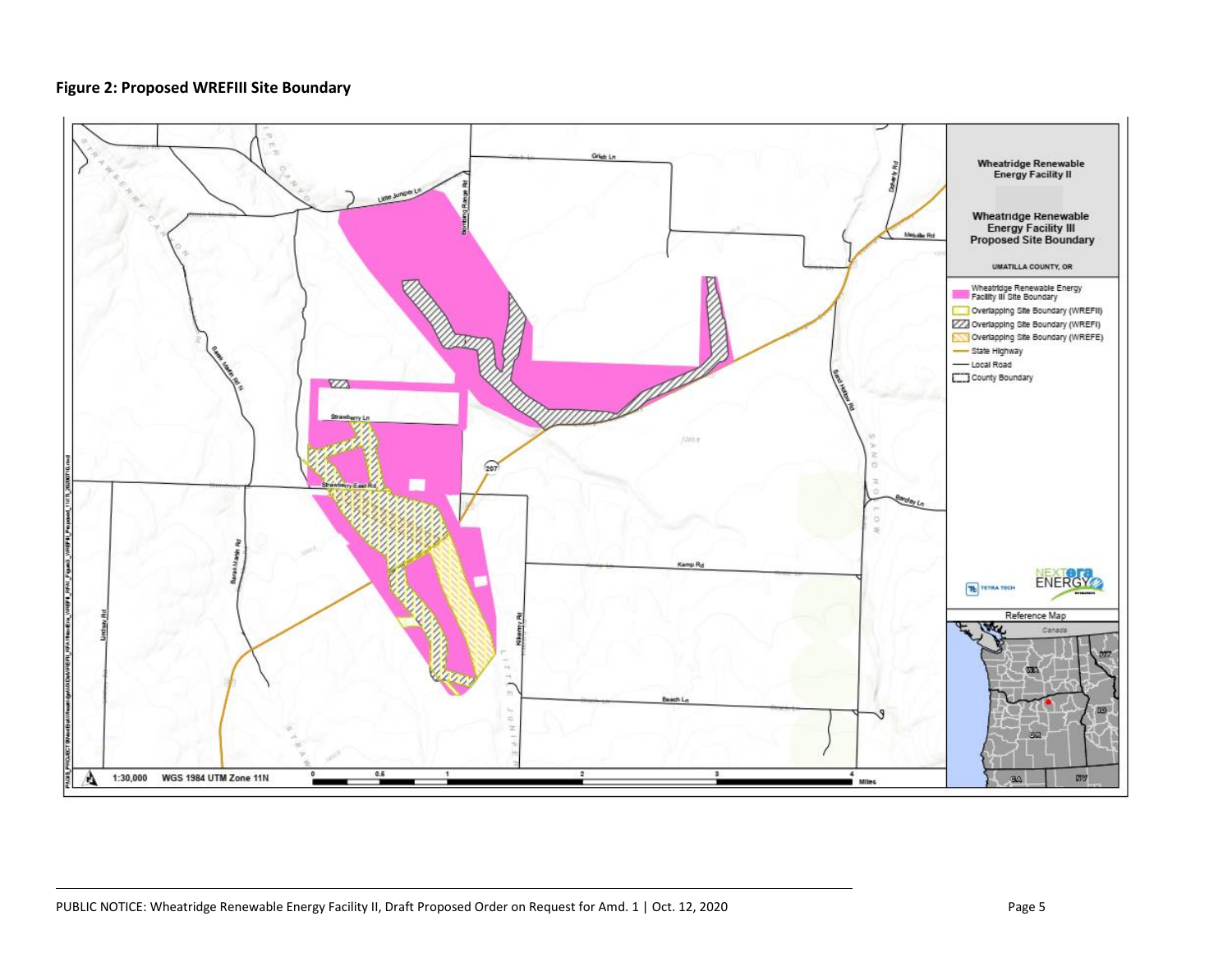**Figure 2: Proposed WREFIII Site Boundary**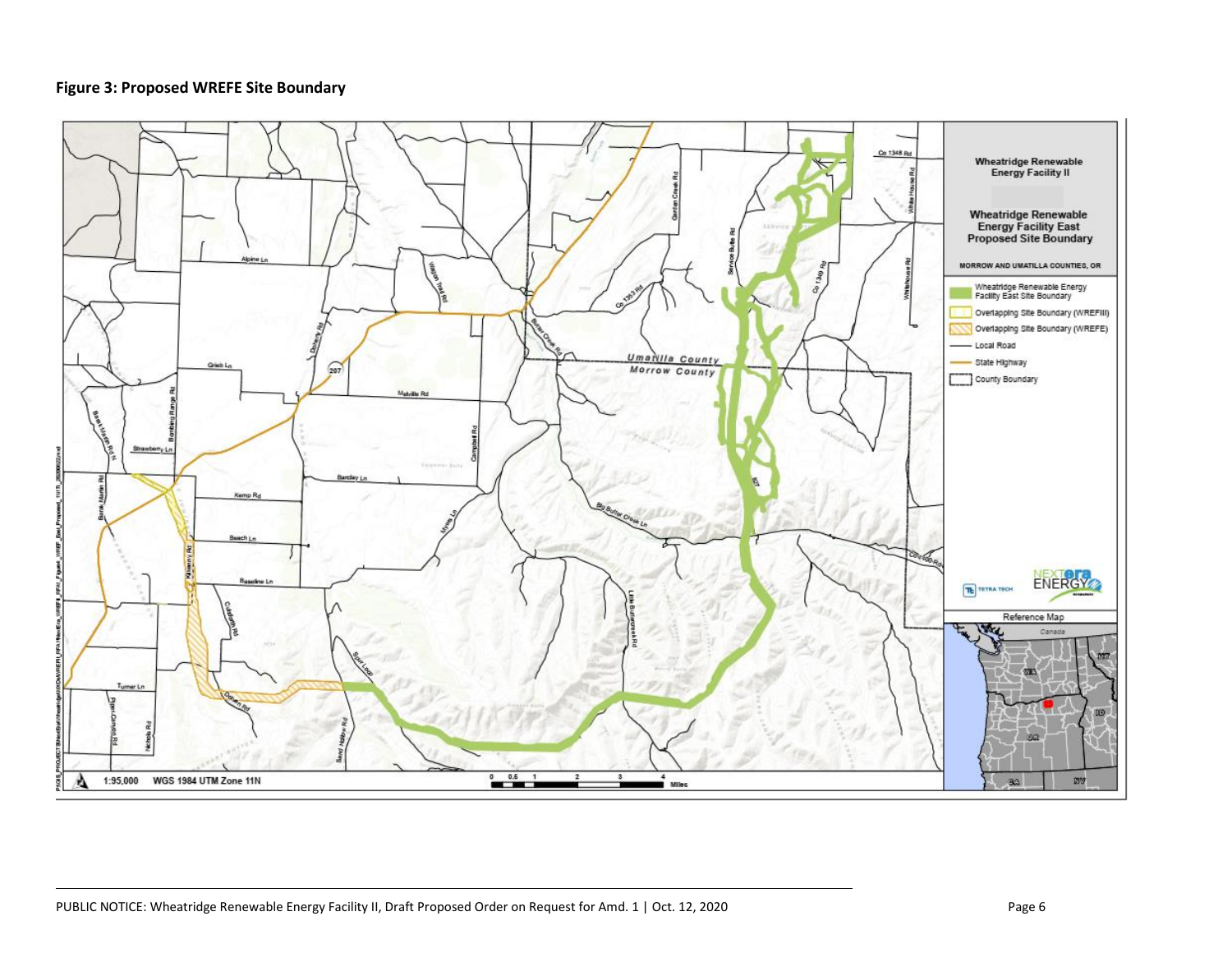**Figure 3: Proposed WREFE Site Boundary**

Wheatridge Renewable Energy Facility II

Wheatridge Renewable Energy Facility East Proposed Site Boundary

MORROW AND UMATILLA COUNTIES, OR

Wheatridge Renewable Energy Facility East Site Boundary

Overlapping Site Boundary (WREFIII)

Overlapping Site Boundary (WREFE)

Local Road

State Highway

County Boundary

Umatilla County

Morrow County

Reference Map

1:95,000 WGS 1984 UTM Zone 11N

0 0.5 1 2 3 4 Miles